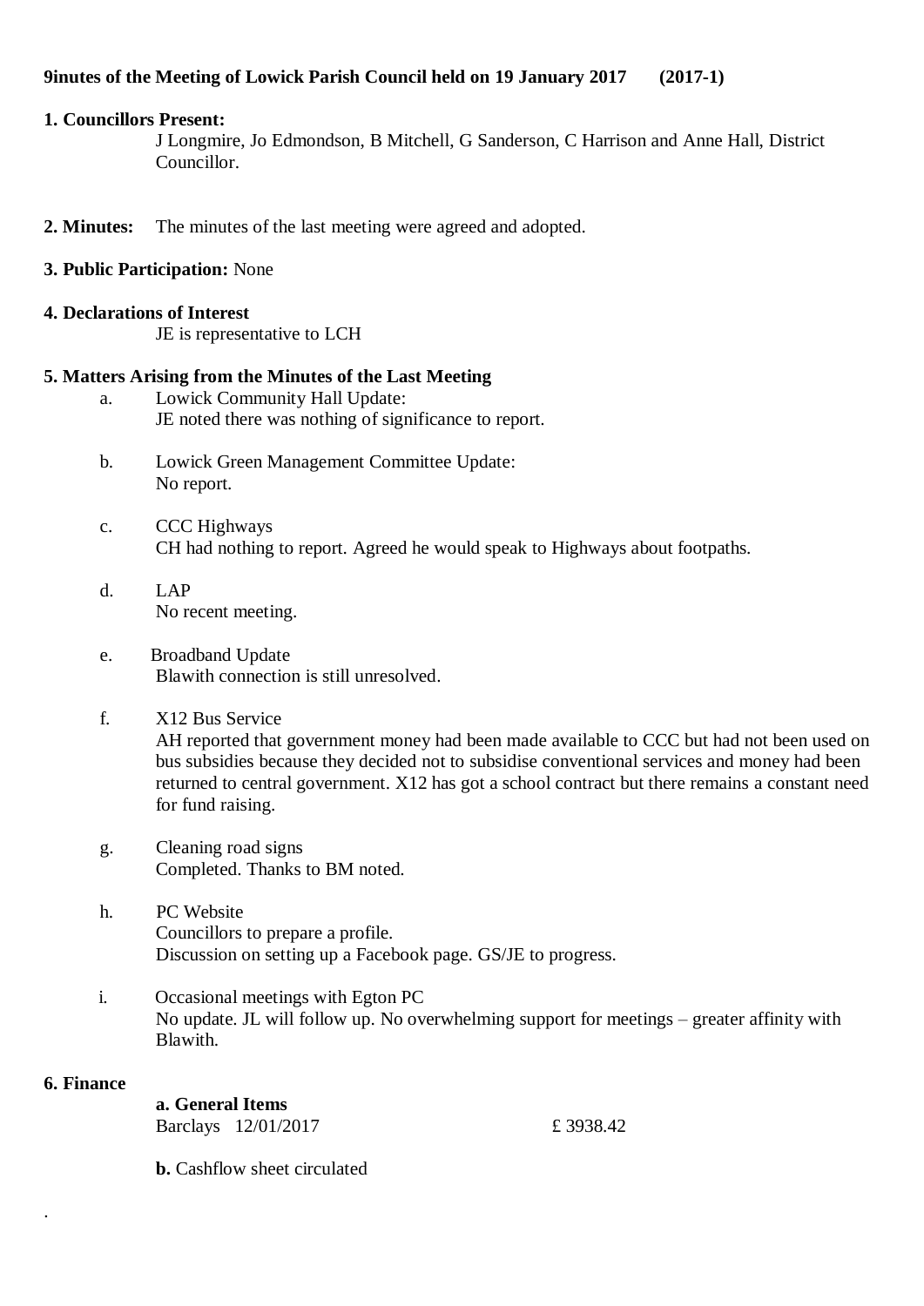**9inutes of the Meeting of Lowick Parish Council held on 19 January 2017 (2017-1)**

**1. Councillors Present:**

J Longmire, Jo Edmondson, B Mitchell, G Sanderson, C Harrison and Anne Hall, District Councillor.

**2. Minutes:** The minutes of the last meeting were agreed and adopted.

**3. Public Participation:** None

**4. Declarations of Interest**

JE is representative to LCH

**5. Matters Arising from the Minutes of the Last Meeting**

a. Lowick Community Hall Update:
JE noted there was nothing of significance to report.

b. Lowick Green Management Committee Update:
No report.

c. CCC Highways
CH had nothing to report. Agreed he would speak to Highways about footpaths.

d. LAP
No recent meeting.

e. Broadband Update
Blawith connection is still unresolved.

f. X12 Bus Service
AH reported that government money had been made available to CCC but had not been used on bus subsidies because they decided not to subsidise conventional services and money had been returned to central government. X12 has got a school contract but there remains a constant need for fund raising.

g. Cleaning road signs
Completed. Thanks to BM noted.

h. PC Website
Councillors to prepare a profile.
Discussion on setting up a Facebook page. GS/JE to progress.

i. Occasional meetings with Egton PC
No update. JL will follow up. No overwhelming support for meetings – greater affinity with Blawith.

**6. Finance**

**a. General Items**

Barclays 12/01/2017 £ 3938.42

**b.** Cashflow sheet circulated

.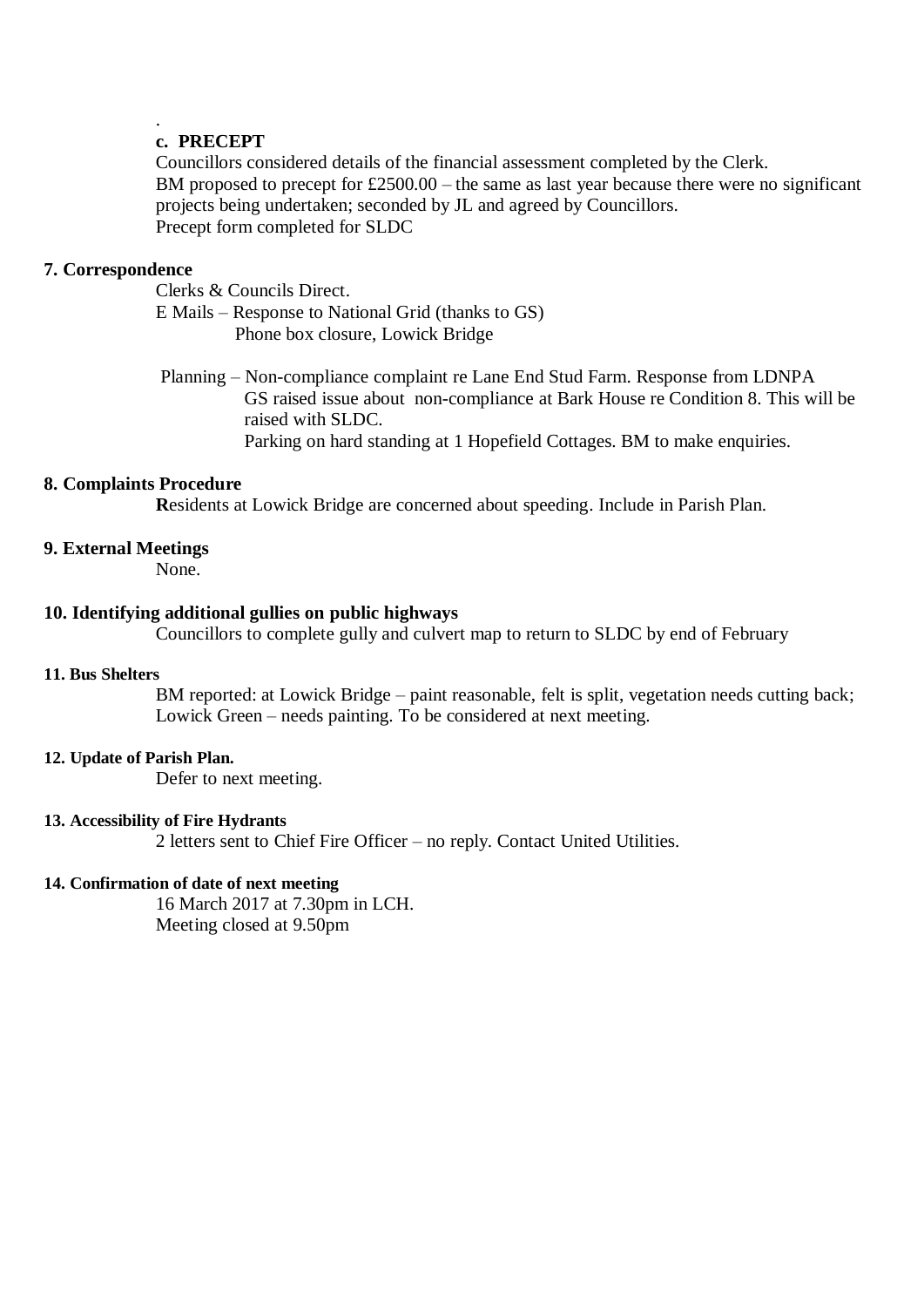.

**c. PRECEPT**

Councillors considered details of the financial assessment completed by the Clerk.
BM proposed to precept for £2500.00 – the same as last year because there were no significant projects being undertaken; seconded by JL and agreed by Councillors.
Precept form completed for SLDC

**7. Correspondence**

Clerks & Councils Direct.
E Mails – Response to National Grid (thanks to GS)
Phone box closure, Lowick Bridge

Planning – Non-compliance complaint re Lane End Stud Farm. Response from LDNPA
GS raised issue about non-compliance at Bark House re Condition 8. This will be raised with SLDC.
Parking on hard standing at 1 Hopefield Cottages. BM to make enquiries.

**8. Complaints Procedure**

**R**esidents at Lowick Bridge are concerned about speeding. Include in Parish Plan.

**9. External Meetings**

None.

**10. Identifying additional gullies on public highways**

Councillors to complete gully and culvert map to return to SLDC by end of February

**11. Bus Shelters**

BM reported: at Lowick Bridge – paint reasonable, felt is split, vegetation needs cutting back; Lowick Green – needs painting. To be considered at next meeting.

**12. Update of Parish Plan.**

Defer to next meeting.

**13. Accessibility of Fire Hydrants**

2 letters sent to Chief Fire Officer – no reply. Contact United Utilities.

**14. Confirmation of date of next meeting**

16 March 2017 at 7.30pm in LCH.
Meeting closed at 9.50pm